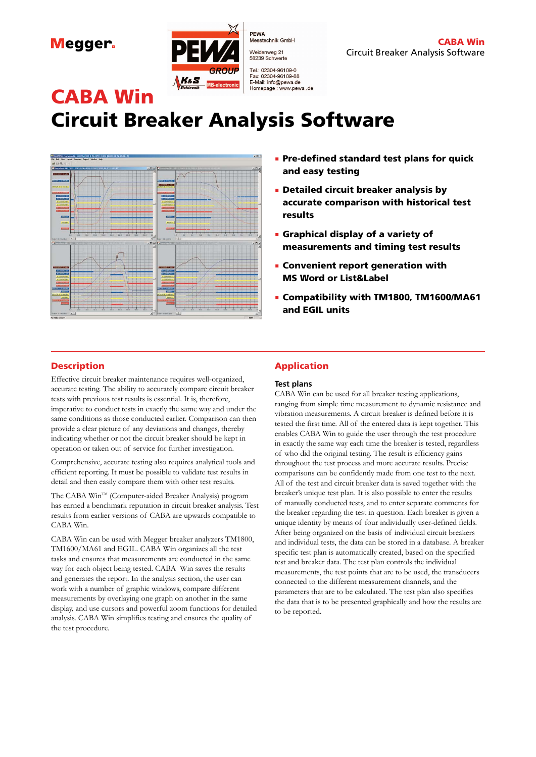Megger.

PEWA
Messtechnik GmbH

Weidenweg 21
58239 Schwerte

Tel.: 02304-96109-0
Fax: 02304-96109-88
E-Mail: info@pewa.de
Homepage : www.pewa .de

# CABA Win
# Circuit Breaker Analysis Software

- **Pre-defined standard test plans for quick and easy testing**
- **Detailed circuit breaker analysis by accurate comparison with historical test results**
- **Graphical display of a variety of measurements and timing test results**
- **Convenient report generation with MS Word or List&Label**
- **Compatibility with TM1800, TM1600/MA61 and EGIL units**

## Description

Effective circuit breaker maintenance requires well-organized, accurate testing. The ability to accurately compare circuit breaker tests with previous test results is essential. It is, therefore, imperative to conduct tests in exactly the same way and under the same conditions as those conducted earlier. Comparison can then provide a clear picture of any deviations and changes, thereby indicating whether or not the circuit breaker should be kept in operation or taken out of service for further investigation.

Comprehensive, accurate testing also requires analytical tools and efficient reporting. It must be possible to validate test results in detail and then easily compare them with other test results.

The CABA Win™ (Computer-aided Breaker Analysis) program has earned a benchmark reputation in circuit breaker analysis. Test results from earlier versions of CABA are upwards compatible to CABA Win.

CABA Win can be used with Megger breaker analyzers TM1800, TM1600/MA61 and EGIL. CABA Win organizes all the test tasks and ensures that measurements are conducted in the same way for each object being tested. CABA Win saves the results and generates the report. In the analysis section, the user can work with a number of graphic windows, compare different measurements by overlaying one graph on another in the same display, and use cursors and powerful zoom functions for detailed analysis. CABA Win simplifies testing and ensures the quality of the test procedure.

## Application

### Test plans

CABA Win can be used for all breaker testing applications, ranging from simple time measurement to dynamic resistance and vibration measurements. A circuit breaker is defined before it is tested the first time. All of the entered data is kept together. This enables CABA Win to guide the user through the test procedure in exactly the same way each time the breaker is tested, regardless of who did the original testing. The result is efficiency gains throughout the test process and more accurate results. Precise comparisons can be confidently made from one test to the next. All of the test and circuit breaker data is saved together with the breaker's unique test plan. It is also possible to enter the results of manually conducted tests, and to enter separate comments for the breaker regarding the test in question. Each breaker is given a unique identity by means of four individually user-defined fields. After being organized on the basis of individual circuit breakers and individual tests, the data can be stored in a database. A breaker specific test plan is automatically created, based on the specified test and breaker data. The test plan controls the individual measurements, the test points that are to be used, the transducers connected to the different measurement channels, and the parameters that are to be calculated. The test plan also specifies the data that is to be presented graphically and how the results are to be reported.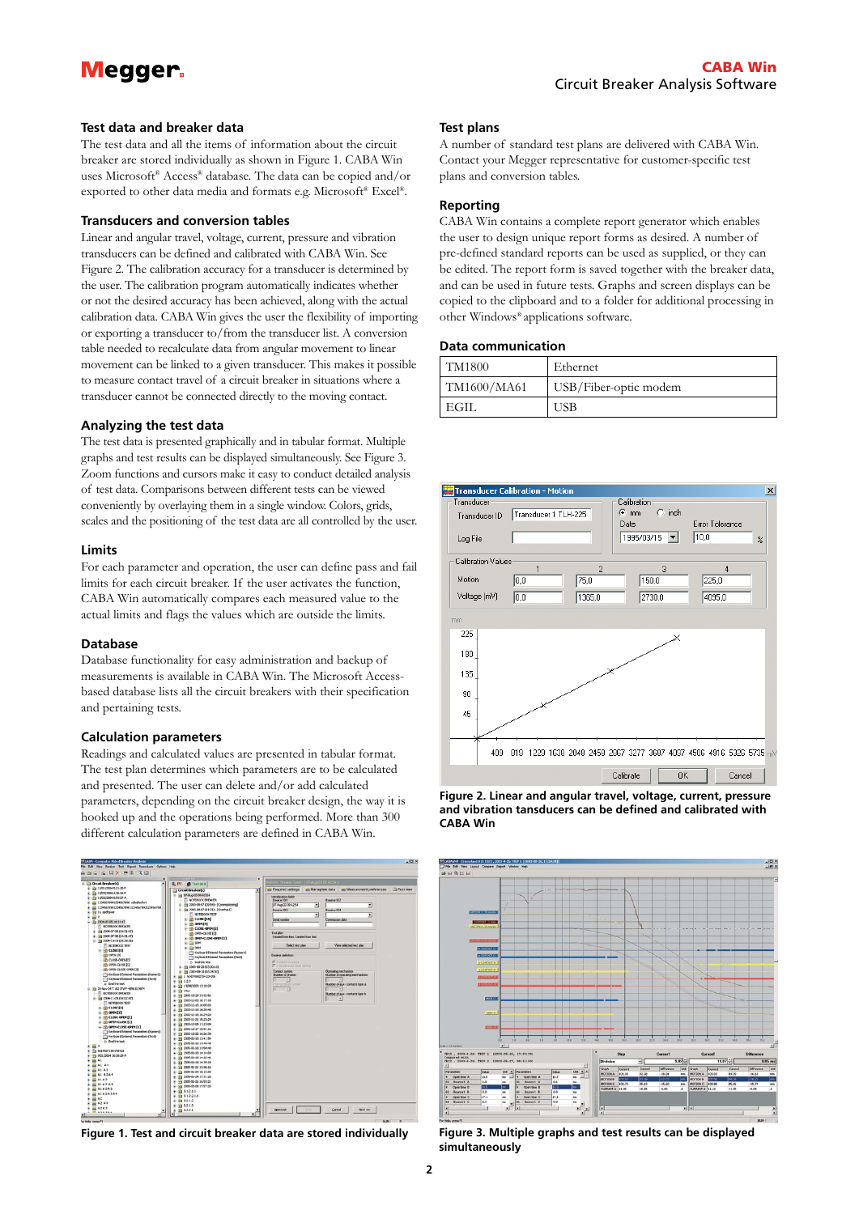## Test data and breaker data

The test data and all the items of information about the circuit breaker are stored individually as shown in Figure 1. CABA Win uses Microsoft® Access® database. The data can be copied and/or exported to other data media and formats e.g. Microsoft® Excel®.

## Transducers and conversion tables

Linear and angular travel, voltage, current, pressure and vibration transducers can be defined and calibrated with CABA Win. See Figure 2. The calibration accuracy for a transducer is determined by the user. The calibration program automatically indicates whether or not the desired accuracy has been achieved, along with the actual calibration data. CABA Win gives the user the flexibility of importing or exporting a transducer to/from the transducer list. A conversion table needed to recalculate data from angular movement to linear movement can be linked to a given transducer. This makes it possible to measure contact travel of a circuit breaker in situations where a transducer cannot be connected directly to the moving contact.

## Analyzing the test data

The test data is presented graphically and in tabular format. Multiple graphs and test results can be displayed simultaneously. See Figure 3. Zoom functions and cursors make it easy to conduct detailed analysis of test data. Comparisons between different tests can be viewed conveniently by overlaying them in a single window. Colors, grids, scales and the positioning of the test data are all controlled by the user.

## Limits

For each parameter and operation, the user can define pass and fail limits for each circuit breaker. If the user activates the function, CABA Win automatically compares each measured value to the actual limits and flags the values which are outside the limits.

## Database

Database functionality for easy administration and backup of measurements is available in CABA Win. The Microsoft Access-based database lists all the circuit breakers with their specification and pertaining tests.

## Calculation parameters

Readings and calculated values are presented in tabular format. The test plan determines which parameters are to be calculated and presented. The user can delete and/or add calculated parameters, depending on the circuit breaker design, the way it is hooked up and the operations being performed. More than 300 different calculation parameters are defined in CABA Win.

## Test plans

A number of standard test plans are delivered with CABA Win. Contact your Megger representative for customer-specific test plans and conversion tables.

## Reporting

CABA Win contains a complete report generator which enables the user to design unique report forms as desired. A number of pre-defined standard reports can be used as supplied, or they can be edited. The report form is saved together with the breaker data, and can be used in future tests. Graphs and screen displays can be copied to the clipboard and to a folder for additional processing in other Windows® applications software.

## Data communication

| TM1800 | Ethernet |
|---|---|
| TM1600/MA61 | USB/Fiber-optic modem |
| EGIL | USB |

**Figure 2. Linear and angular travel, voltage, current, pressure and vibration tansducers can be defined and calibrated with CABA Win**

**Figure 1. Test and circuit breaker data are stored individually**

**Figure 3. Multiple graphs and test results can be displayed simultaneously**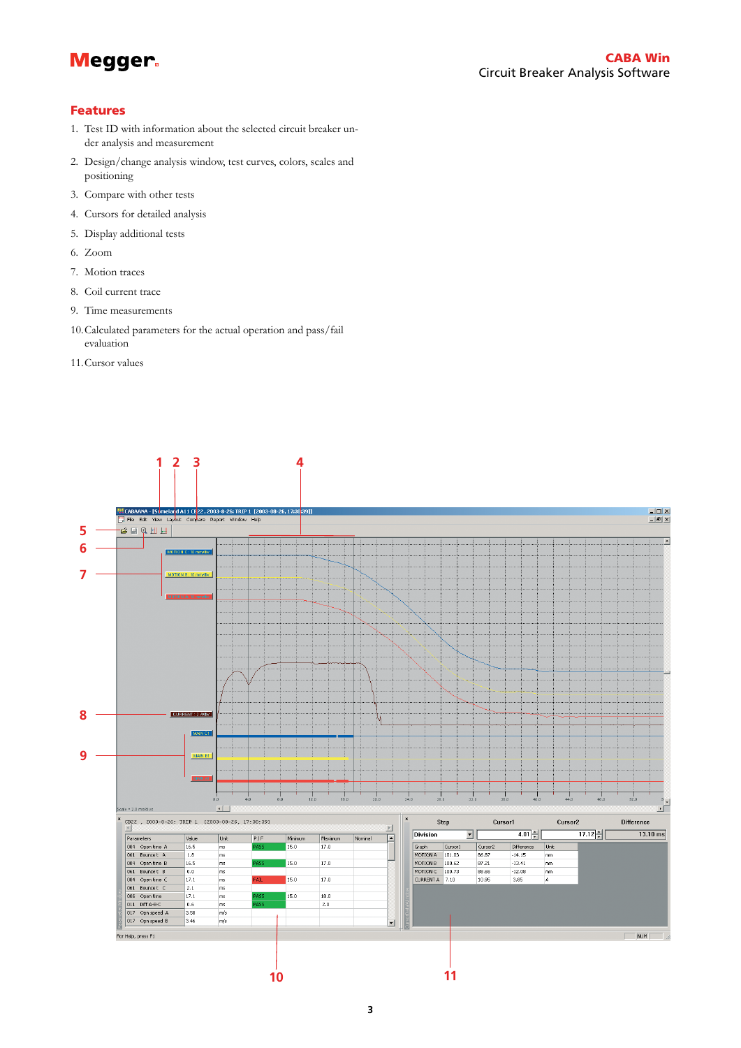## Features

1. Test ID with information about the selected circuit breaker under analysis and measurement
2. Design/change analysis window, test curves, colors, scales and positioning
3. Compare with other tests
4. Cursors for detailed analysis
5. Display additional tests
6. Zoom
7. Motion traces
8. Coil current trace
9. Time measurements
10. Calculated parameters for the actual operation and pass/fail evaluation
11. Cursor values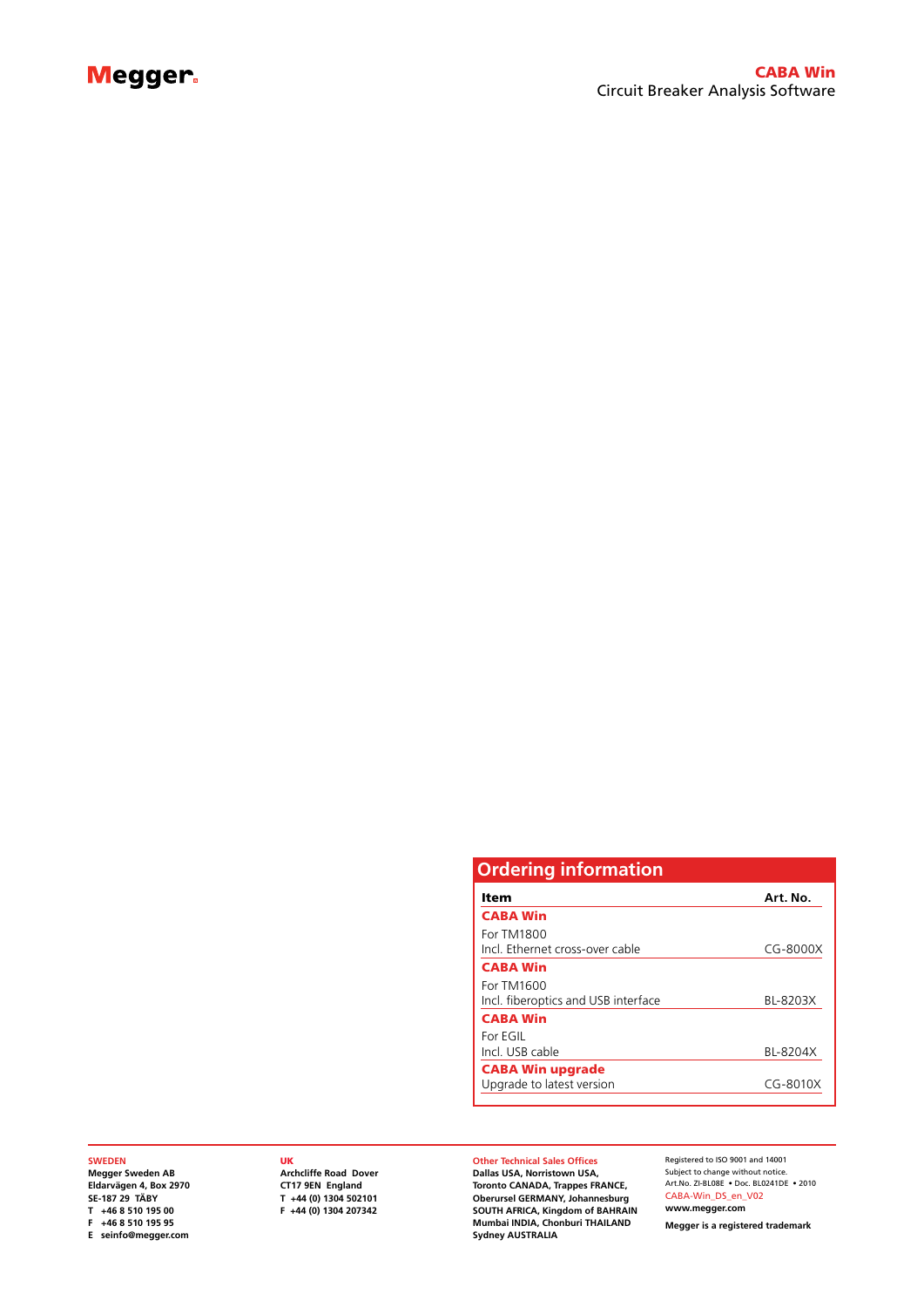## Ordering information

| Item | Art. No. |
| --- | --- |
| **CABA Win** | |
| For TM1800<br>Incl. Ethernet cross-over cable | CG-8000X |
| **CABA Win** | |
| For TM1600<br>Incl. fiberoptics and USB interface | BL-8203X |
| **CABA Win** | |
| For EGIL<br>Incl. USB cable | BL-8204X |
| **CABA Win upgrade** | |
| Upgrade to latest version | CG-8010X |

**SWEDEN**
**Megger Sweden AB**
**Eldarvägen 4, Box 2970**
**SE-187 29 TÄBY**
**T +46 8 510 195 00**
**F +46 8 510 195 95**
**E seinfo@megger.com**

**UK**
**Archcliffe Road Dover**
**CT17 9EN England**
**T +44 (0) 1304 502101**
**F +44 (0) 1304 207342**

**Other Technical Sales Offices**
**Dallas USA, Norristown USA, Toronto CANADA, Trappes FRANCE, Oberursel GERMANY, Johannesburg SOUTH AFRICA, Kingdom of BAHRAIN Mumbai INDIA, Chonburi THAILAND Sydney AUSTRALIA**

Registered to ISO 9001 and 14001
Subject to change without notice.
Art.No. ZI-BL08E • Doc. BL0241DE • 2010
CABA-Win_DS_en_V02
**www.megger.com**

**Megger is a registered trademark**